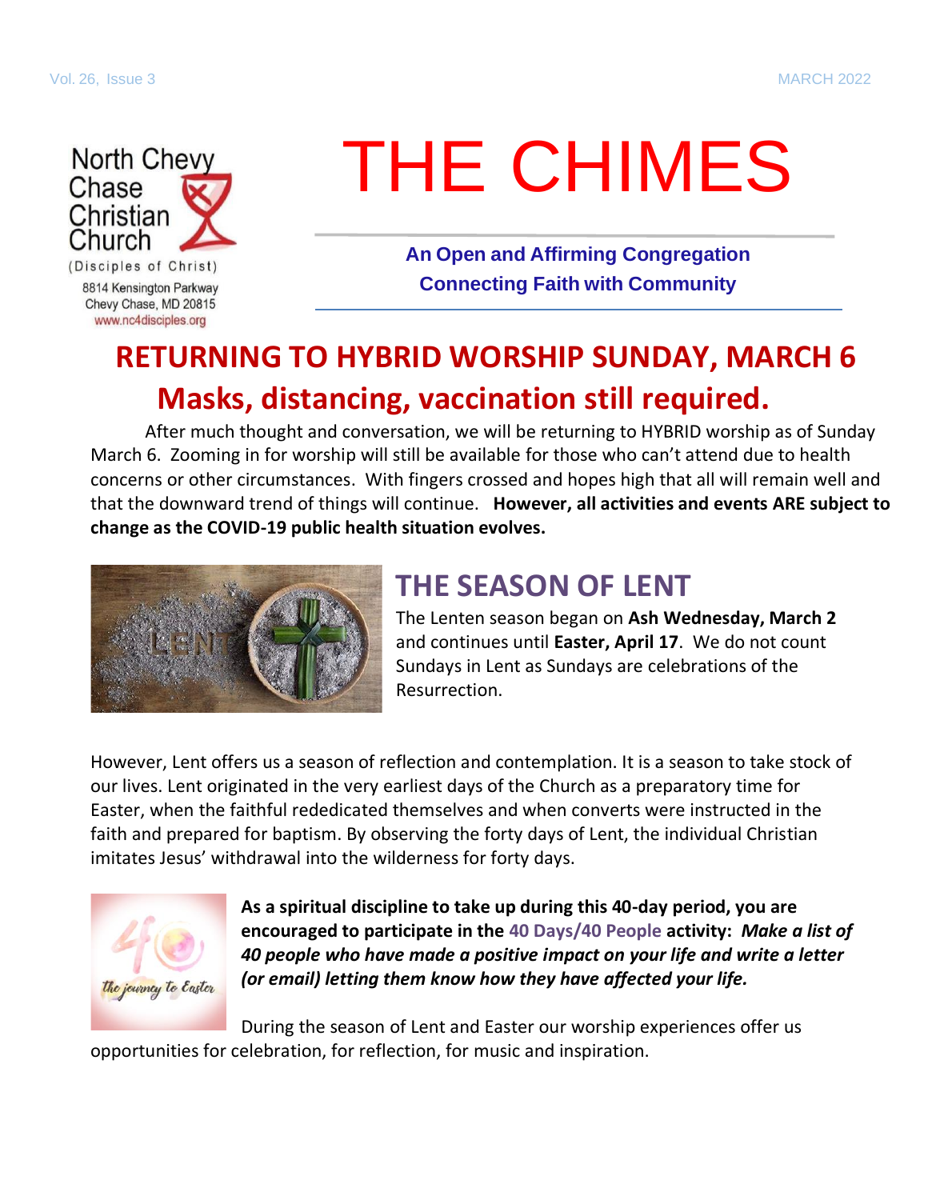North Chevy Chase Christian Church
(Disciples of Christ)
8814 Kensington Parkway
Chevy Chase, MD 20815
www.nc4disciples.org

# THE CHIMES

**An Open and Affirming Congregation**
**Connecting Faith with Community**

## RETURNING TO HYBRID WORSHIP SUNDAY, MARCH 6
## Masks, distancing, vaccination still required.

After much thought and conversation, we will be returning to HYBRID worship as of Sunday March 6. Zooming in for worship will still be available for those who can't attend due to health concerns or other circumstances. With fingers crossed and hopes high that all will remain well and that the downward trend of things will continue. **However, all activities and events ARE subject to change as the COVID-19 public health situation evolves.**

## THE SEASON OF LENT

The Lenten season began on **Ash Wednesday, March 2** and continues until **Easter, April 17**. We do not count Sundays in Lent as Sundays are celebrations of the Resurrection.

However, Lent offers us a season of reflection and contemplation. It is a season to take stock of our lives. Lent originated in the very earliest days of the Church as a preparatory time for Easter, when the faithful rededicated themselves and when converts were instructed in the faith and prepared for baptism. By observing the forty days of Lent, the individual Christian imitates Jesus' withdrawal into the wilderness for forty days.

**As a spiritual discipline to take up during this 40-day period, you are encouraged to participate in the 40 Days/40 People activity:** ***Make a list of 40 people who have made a positive impact on your life and write a letter (or email) letting them know how they have affected your life.***

During the season of Lent and Easter our worship experiences offer us opportunities for celebration, for reflection, for music and inspiration.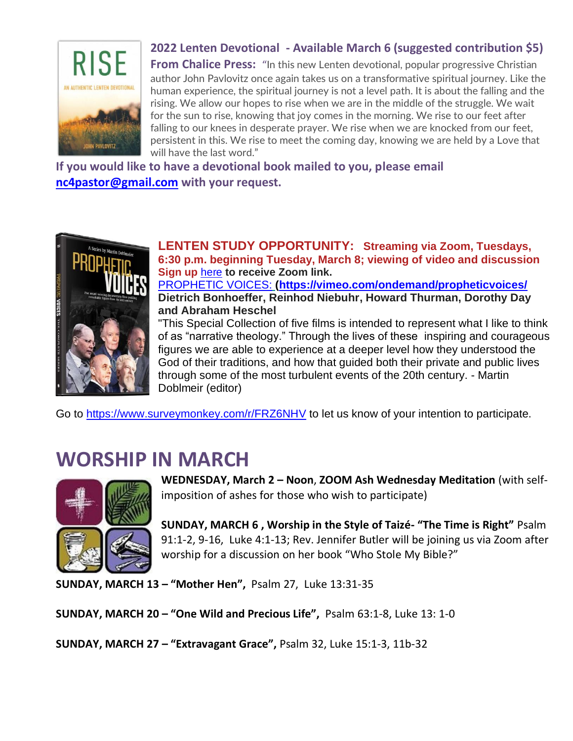**2022 Lenten Devotional - Available March 6 (suggested contribution $5)**

**From Chalice Press:** "In this new Lenten devotional, popular progressive Christian author John Pavlovitz once again takes us on a transformative spiritual journey. Like the human experience, the spiritual journey is not a level path. It is about the falling and the rising. We allow our hopes to rise when we are in the middle of the struggle. We wait for the sun to rise, knowing that joy comes in the morning. We rise to our feet after falling to our knees in desperate prayer. We rise when we are knocked from our feet, persistent in this. We rise to meet the coming day, knowing we are held by a Love that will have the last word."

**If you would like to have a devotional book mailed to you, please email nc4pastor@gmail.com with your request.**

**LENTEN STUDY OPPORTUNITY: Streaming via Zoom, Tuesdays, 6:30 p.m. beginning Tuesday, March 8; viewing of video and discussion**
**Sign up** here **to receive Zoom link.**
PROPHETIC VOICES: **(https://vimeo.com/ondemand/propheticvoices/**
**Dietrich Bonhoeffer, Reinhod Niebuhr, Howard Thurman, Dorothy Day and Abraham Heschel**

"This Special Collection of five films is intended to represent what I like to think of as "narrative theology." Through the lives of these inspiring and courageous figures we are able to experience at a deeper level how they understood the God of their traditions, and how that guided both their private and public lives through some of the most turbulent events of the 20th century. - Martin Doblmeir (editor)

Go to https://www.surveymonkey.com/r/FRZ6NHV to let us know of your intention to participate.

# WORSHIP IN MARCH

**WEDNESDAY, March 2 – Noon**, **ZOOM Ash Wednesday Meditation** (with self-imposition of ashes for those who wish to participate)

**SUNDAY, MARCH 6 , Worship in the Style of Taizé- "The Time is Right"** Psalm 91:1-2, 9-16, Luke 4:1-13; Rev. Jennifer Butler will be joining us via Zoom after worship for a discussion on her book "Who Stole My Bible?"

**SUNDAY, MARCH 13 – "Mother Hen",** Psalm 27, Luke 13:31-35

**SUNDAY, MARCH 20 – "One Wild and Precious Life",** Psalm 63:1-8, Luke 13: 1-0

**SUNDAY, MARCH 27 – "Extravagant Grace",** Psalm 32, Luke 15:1-3, 11b-32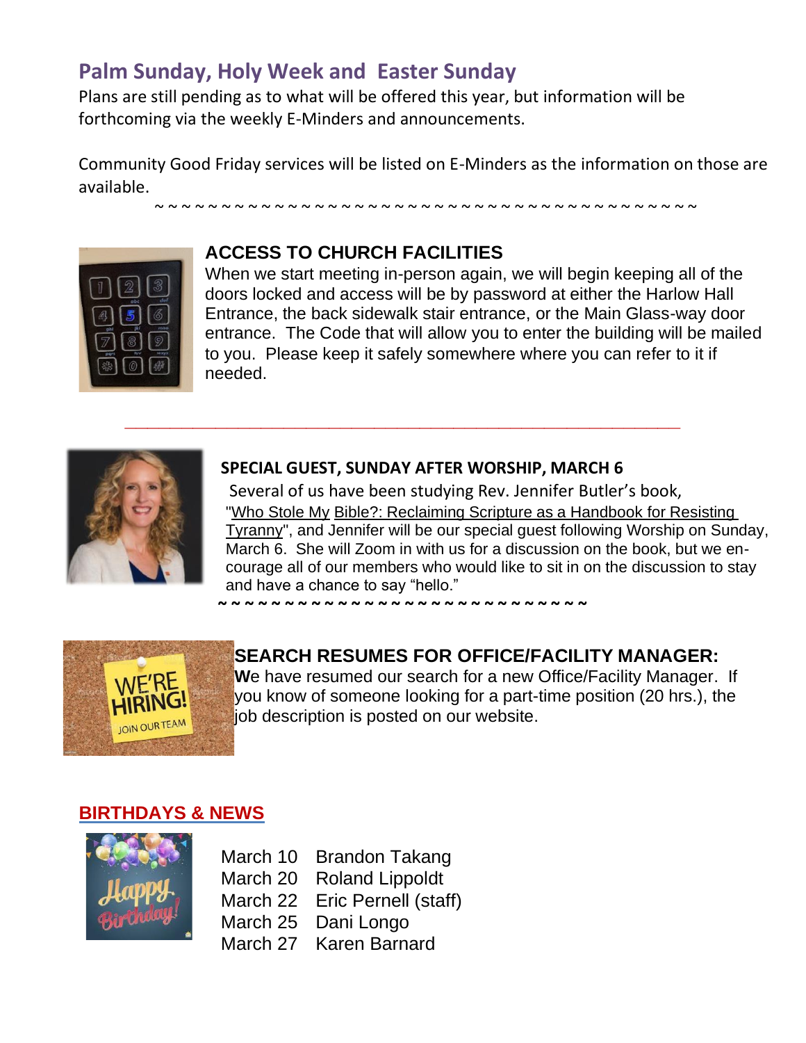## Palm Sunday, Holy Week and Easter Sunday

Plans are still pending as to what will be offered this year, but information will be forthcoming via the weekly E-Minders and announcements.

Community Good Friday services will be listed on E-Minders as the information on those are available.

~ ~ ~ ~ ~ ~ ~ ~ ~ ~ ~ ~ ~ ~ ~ ~ ~ ~ ~ ~ ~ ~ ~ ~ ~ ~ ~ ~ ~ ~ ~ ~ ~ ~ ~ ~ ~ ~ ~ ~ ~ ~ ~ ~ ~

### ACCESS TO CHURCH FACILITIES

When we start meeting in-person again, we will begin keeping all of the doors locked and access will be by password at either the Harlow Hall Entrance, the back sidewalk stair entrance, or the Main Glass-way door entrance. The Code that will allow you to enter the building will be mailed to you. Please keep it safely somewhere where you can refer to it if needed.

---

### SPECIAL GUEST, SUNDAY AFTER WORSHIP, MARCH 6

Several of us have been studying Rev. Jennifer Butler's book, "Who Stole My Bible?: Reclaiming Scripture as a Handbook for Resisting Tyranny", and Jennifer will be our special guest following Worship on Sunday, March 6. She will Zoom in with us for a discussion on the book, but we encourage all of our members who would like to sit in on the discussion to stay and have a chance to say "hello."

~ ~ ~ ~ ~ ~ ~ ~ ~ ~ ~ ~ ~ ~ ~ ~ ~ ~ ~ ~ ~ ~ ~ ~ ~ ~ ~ ~ ~ ~ ~

### SEARCH RESUMES FOR OFFICE/FACILITY MANAGER:

**W**e have resumed our search for a new Office/Facility Manager. If you know of someone looking for a part-time position (20 hrs.), the job description is posted on our website.

## BIRTHDAYS & NEWS

| | |
|---|---|
| March 10 | Brandon Takang |
| March 20 | Roland Lippoldt |
| March 22 | Eric Pernell (staff) |
| March 25 | Dani Longo |
| March 27 | Karen Barnard |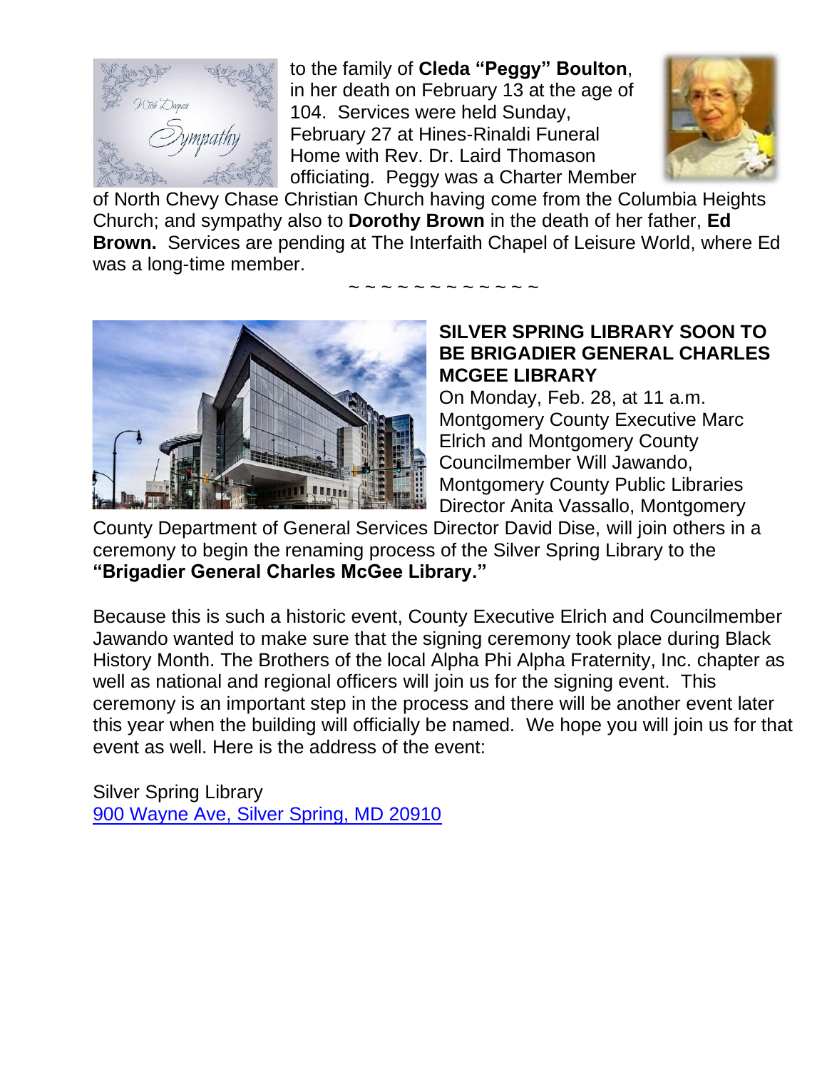to the family of **Cleda "Peggy" Boulton**, in her death on February 13 at the age of 104. Services were held Sunday, February 27 at Hines-Rinaldi Funeral Home with Rev. Dr. Laird Thomason officiating. Peggy was a Charter Member of North Chevy Chase Christian Church having come from the Columbia Heights Church; and sympathy also to **Dorothy Brown** in the death of her father, **Ed Brown.** Services are pending at The Interfaith Chapel of Leisure World, where Ed was a long-time member.

~ ~ ~ ~ ~ ~ ~ ~ ~ ~ ~ ~ ~

**SILVER SPRING LIBRARY SOON TO BE BRIGADIER GENERAL CHARLES MCGEE LIBRARY**

On Monday, Feb. 28, at 11 a.m. Montgomery County Executive Marc Elrich and Montgomery County Councilmember Will Jawando, Montgomery County Public Libraries Director Anita Vassallo, Montgomery County Department of General Services Director David Dise, will join others in a ceremony to begin the renaming process of the Silver Spring Library to the **"Brigadier General Charles McGee Library."**

Because this is such a historic event, County Executive Elrich and Councilmember Jawando wanted to make sure that the signing ceremony took place during Black History Month. The Brothers of the local Alpha Phi Alpha Fraternity, Inc. chapter as well as national and regional officers will join us for the signing event. This ceremony is an important step in the process and there will be another event later this year when the building will officially be named. We hope you will join us for that event as well. Here is the address of the event:

Silver Spring Library
900 Wayne Ave, Silver Spring, MD 20910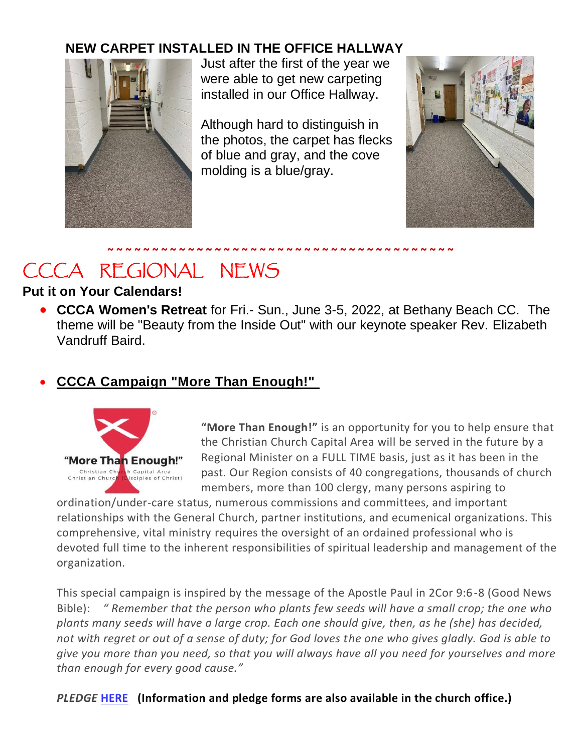## NEW CARPET INSTALLED IN THE OFFICE HALLWAY

Just after the first of the year we were able to get new carpeting installed in our Office Hallway.

Although hard to distinguish in the photos, the carpet has flecks of blue and gray, and the cove molding is a blue/gray.

~~~~~~~~~~~~~~~~~~~~~~~~~~~~~~~~~~~~~~~~~~~~

# CCCA REGIONAL NEWS

**Put it on Your Calendars!**

- **CCCA Women's Retreat** for Fri.- Sun., June 3-5, 2022, at Bethany Beach CC. The theme will be "Beauty from the Inside Out" with our keynote speaker Rev. Elizabeth Vandruff Baird.

- **CCCA Campaign "More Than Enough!"**

"More Than Enough!"
Christian Church Capital Area
Christian Church (Disciples of Christ)

**"More Than Enough!"** is an opportunity for you to help ensure that the Christian Church Capital Area will be served in the future by a Regional Minister on a FULL TIME basis, just as it has been in the past. Our Region consists of 40 congregations, thousands of church members, more than 100 clergy, many persons aspiring to ordination/under-care status, numerous commissions and committees, and important relationships with the General Church, partner institutions, and ecumenical organizations. This comprehensive, vital ministry requires the oversight of an ordained professional who is devoted full time to the inherent responsibilities of spiritual leadership and management of the organization.

This special campaign is inspired by the message of the Apostle Paul in 2Cor 9:6-8 (Good News Bible): *" Remember that the person who plants few seeds will have a small crop; the one who plants many seeds will have a large crop. Each one should give, then, as he (she) has decided, not with regret or out of a sense of duty; for God loves the one who gives gladly. God is able to give you more than you need, so that you will always have all you need for yourselves and more than enough for every good cause."*

***PLEDGE* HERE (Information and pledge forms are also available in the church office.)**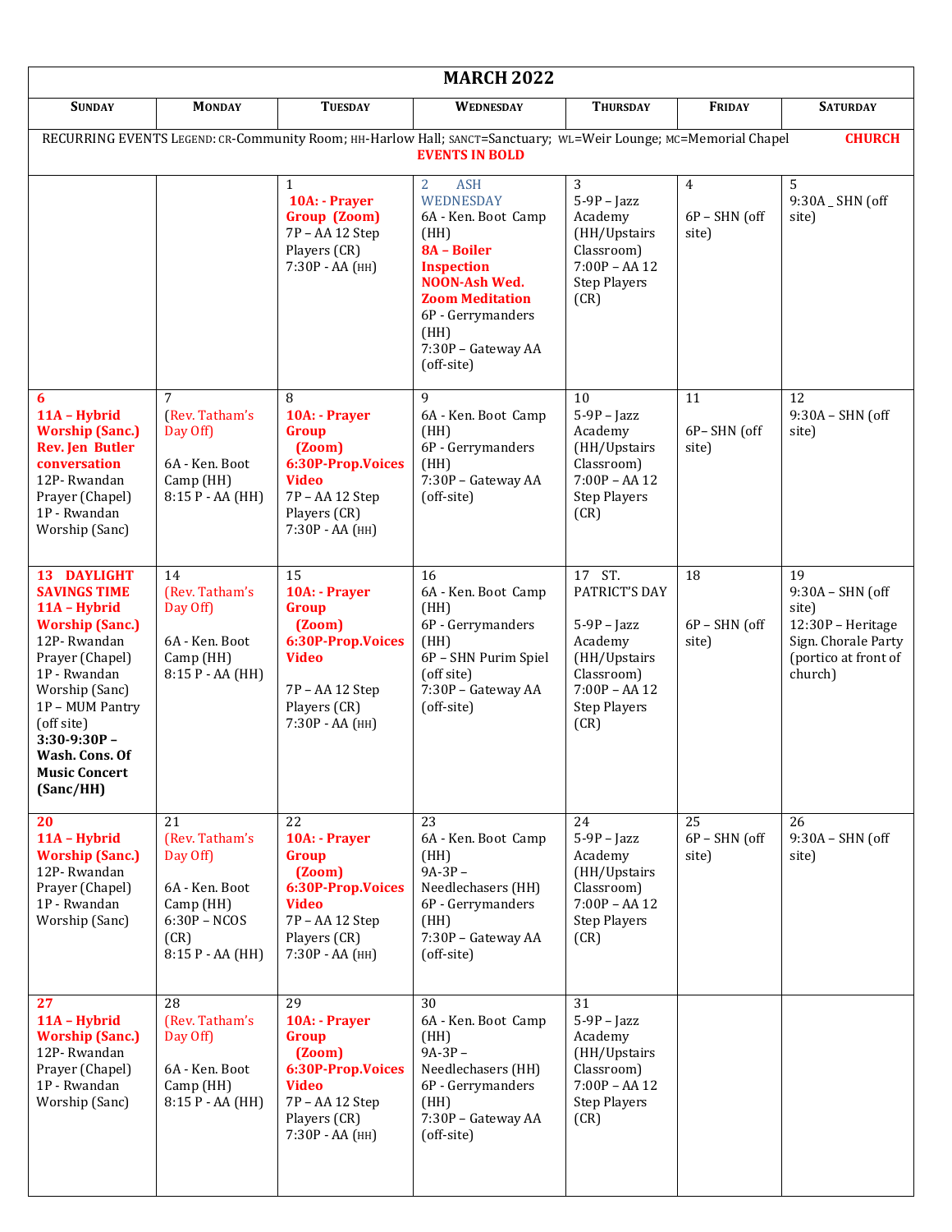| MARCH 2022 | | | | | | |
|---|---|---|---|---|---|---|
| SUNDAY | MONDAY | TUESDAY | WEDNESDAY | THURSDAY | FRIDAY | SATURDAY |
| RECURRING EVENTS LEGEND: CR-Community Room; HH-Harlow Hall; SANCT=Sanctuary; WL=Weir Lounge; MC=Memorial Chapel **CHURCH EVENTS IN BOLD** | | | | | | |
| | | 1<br>**10A: - Prayer Group (Zoom)**<br>7P – AA 12 Step Players (CR)<br>7:30P - AA (HH) | 2 ASH WEDNESDAY<br>6A - Ken. Boot Camp (HH)<br>**8A – Boiler Inspection**<br>**NOON-Ash Wed. Zoom Meditation**<br>6P - Gerrymanders (HH)<br>7:30P – Gateway AA (off-site) | 3<br>5-9P – Jazz Academy (HH/Upstairs Classroom)<br>7:00P – AA 12 Step Players (CR) | 4<br>6P – SHN (off site) | 5<br>9:30A _ SHN (off site) |
| **6**<br>**11A – Hybrid Worship (Sanc.)**<br>**Rev. Jen Butler conversation**<br>12P- Rwandan Prayer (Chapel)<br>1P - Rwandan Worship (Sanc) | 7<br>(Rev. Tatham's Day Off)<br>6A - Ken. Boot Camp (HH)<br>8:15 P - AA (HH) | 8<br>**10A: - Prayer Group (Zoom)**<br>**6:30P-Prop.Voices Video**<br>7P – AA 12 Step Players (CR)<br>7:30P - AA (HH) | 9<br>6A - Ken. Boot Camp (HH)<br>6P - Gerrymanders (HH)<br>7:30P – Gateway AA (off-site) | 10<br>5-9P – Jazz Academy (HH/Upstairs Classroom)<br>7:00P – AA 12 Step Players (CR) | 11<br>6P– SHN (off site) | 12<br>9:30A – SHN (off site) |
| **13 DAYLIGHT SAVINGS TIME**<br>**11A – Hybrid Worship (Sanc.)**<br>12P- Rwandan Prayer (Chapel)<br>1P - Rwandan Worship (Sanc)<br>1P – MUM Pantry (off site)<br>**3:30-9:30P – Wash. Cons. Of Music Concert (Sanc/HH)** | 14<br>(Rev. Tatham's Day Off)<br>6A - Ken. Boot Camp (HH)<br>8:15 P - AA (HH) | 15<br>**10A: - Prayer Group (Zoom)**<br>**6:30P-Prop.Voices Video**<br>7P – AA 12 Step Players (CR)<br>7:30P - AA (HH) | 16<br>6A - Ken. Boot Camp (HH)<br>6P - Gerrymanders (HH)<br>6P – SHN Purim Spiel (off site)<br>7:30P – Gateway AA (off-site) | 17 ST. PATRICT'S DAY<br>5-9P – Jazz Academy (HH/Upstairs Classroom)<br>7:00P – AA 12 Step Players (CR) | 18<br>6P – SHN (off site) | 19<br>9:30A – SHN (off site)<br>12:30P – Heritage Sign. Chorale Party (portico at front of church) |
| **20**<br>**11A – Hybrid Worship (Sanc.)**<br>12P- Rwandan Prayer (Chapel)<br>1P - Rwandan Worship (Sanc) | 21<br>(Rev. Tatham's Day Off)<br>6A - Ken. Boot Camp (HH)<br>6:30P – NCOS (CR)<br>8:15 P - AA (HH) | 22<br>**10A: - Prayer Group (Zoom)**<br>**6:30P-Prop.Voices Video**<br>7P – AA 12 Step Players (CR)<br>7:30P - AA (HH) | 23<br>6A - Ken. Boot Camp (HH)<br>9A-3P – Needlechasers (HH)<br>6P - Gerrymanders (HH)<br>7:30P – Gateway AA (off-site) | 24<br>5-9P – Jazz Academy (HH/Upstairs Classroom)<br>7:00P – AA 12 Step Players (CR) | 25<br>6P – SHN (off site) | 26<br>9:30A – SHN (off site) |
| **27**<br>**11A – Hybrid Worship (Sanc.)**<br>12P- Rwandan Prayer (Chapel)<br>1P - Rwandan Worship (Sanc) | 28<br>(Rev. Tatham's Day Off)<br>6A - Ken. Boot Camp (HH)<br>8:15 P - AA (HH) | 29<br>**10A: - Prayer Group (Zoom)**<br>**6:30P-Prop.Voices Video**<br>7P – AA 12 Step Players (CR)<br>7:30P - AA (HH) | 30<br>6A - Ken. Boot Camp (HH)<br>9A-3P – Needlechasers (HH)<br>6P - Gerrymanders (HH)<br>7:30P – Gateway AA (off-site) | 31<br>5-9P – Jazz Academy (HH/Upstairs Classroom)<br>7:00P – AA 12 Step Players (CR) | | |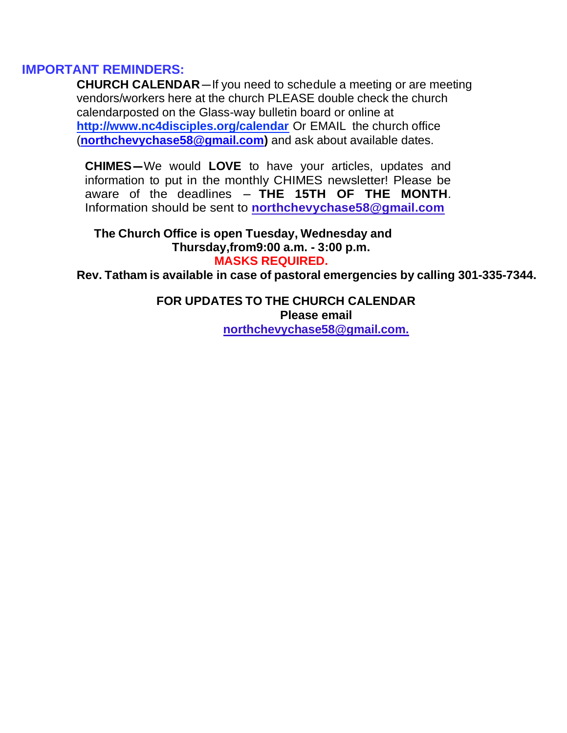## IMPORTANT REMINDERS:

**CHURCH CALENDAR**—If you need to schedule a meeting or are meeting vendors/workers here at the church PLEASE double check the church calendarposted on the Glass-way bulletin board or online at **http://www.nc4disciples.org/calendar** Or EMAIL the church office (**northchevychase58@gmail.com)** and ask about available dates.

**CHIMES—**We would **LOVE** to have your articles, updates and information to put in the monthly CHIMES newsletter! Please be aware of the deadlines – **THE 15TH OF THE MONTH**. Information should be sent to **northchevychase58@gmail.com**

**The Church Office is open Tuesday, Wednesday and Thursday,from9:00 a.m. - 3:00 p.m.**
**MASKS REQUIRED.**

**Rev. Tatham is available in case of pastoral emergencies by calling 301-335-7344.**

**FOR UPDATES TO THE CHURCH CALENDAR**
**Please email**
**northchevychase58@gmail.com.**